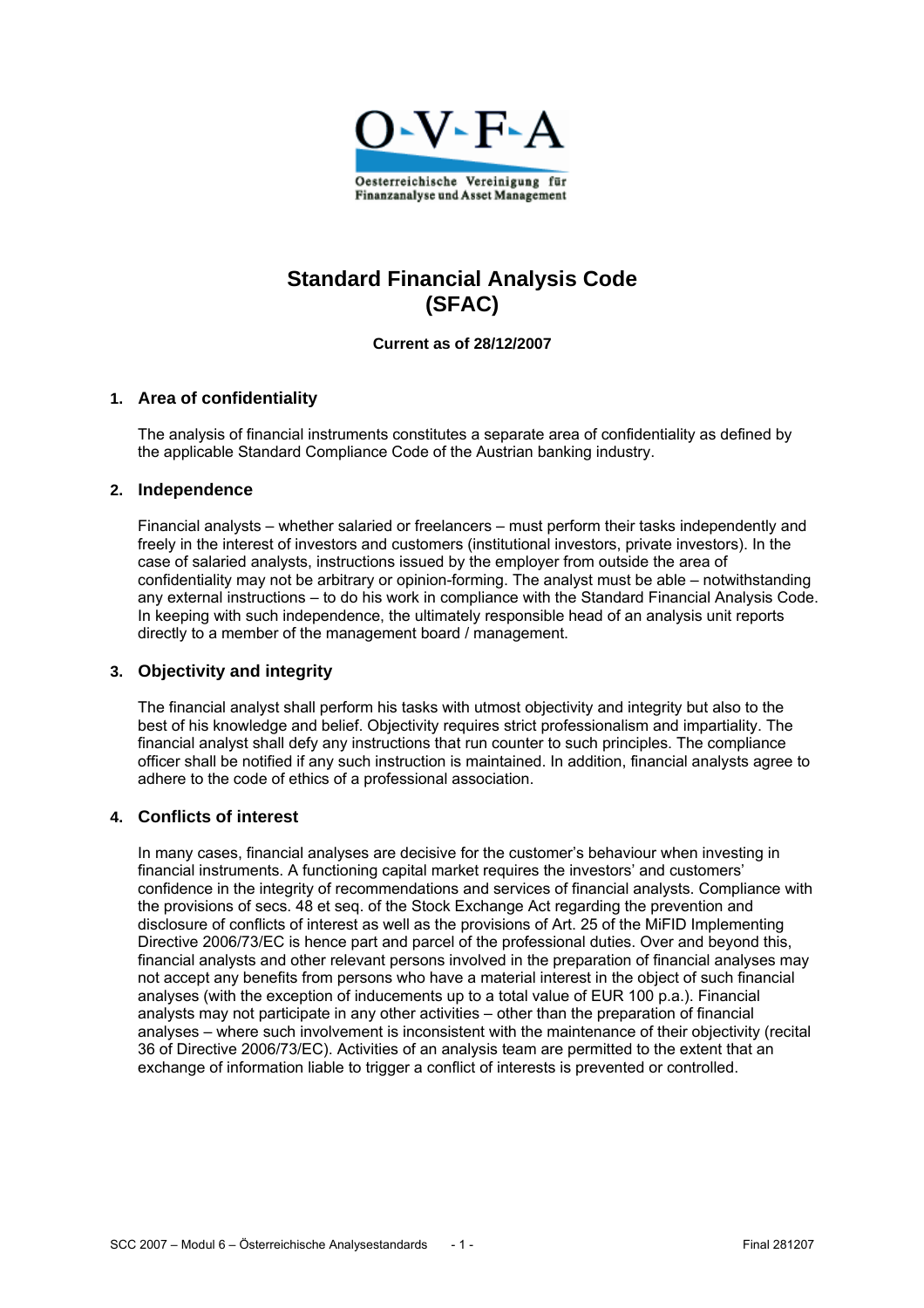O-V-F-A

Oesterreichische Vereinigung für Finanzanalyse und Asset Management

# Standard Financial Analysis Code (SFAC)

**Current as of 28/12/2007**

## 1. Area of confidentiality

The analysis of financial instruments constitutes a separate area of confidentiality as defined by the applicable Standard Compliance Code of the Austrian banking industry.

## 2. Independence

Financial analysts – whether salaried or freelancers – must perform their tasks independently and freely in the interest of investors and customers (institutional investors, private investors). In the case of salaried analysts, instructions issued by the employer from outside the area of confidentiality may not be arbitrary or opinion-forming. The analyst must be able – notwithstanding any external instructions – to do his work in compliance with the Standard Financial Analysis Code. In keeping with such independence, the ultimately responsible head of an analysis unit reports directly to a member of the management board / management.

## 3. Objectivity and integrity

The financial analyst shall perform his tasks with utmost objectivity and integrity but also to the best of his knowledge and belief. Objectivity requires strict professionalism and impartiality. The financial analyst shall defy any instructions that run counter to such principles. The compliance officer shall be notified if any such instruction is maintained. In addition, financial analysts agree to adhere to the code of ethics of a professional association.

## 4. Conflicts of interest

In many cases, financial analyses are decisive for the customer's behaviour when investing in financial instruments. A functioning capital market requires the investors' and customers' confidence in the integrity of recommendations and services of financial analysts. Compliance with the provisions of secs. 48 et seq. of the Stock Exchange Act regarding the prevention and disclosure of conflicts of interest as well as the provisions of Art. 25 of the MiFID Implementing Directive 2006/73/EC is hence part and parcel of the professional duties. Over and beyond this, financial analysts and other relevant persons involved in the preparation of financial analyses may not accept any benefits from persons who have a material interest in the object of such financial analyses (with the exception of inducements up to a total value of EUR 100 p.a.). Financial analysts may not participate in any other activities – other than the preparation of financial analyses – where such involvement is inconsistent with the maintenance of their objectivity (recital 36 of Directive 2006/73/EC). Activities of an analysis team are permitted to the extent that an exchange of information liable to trigger a conflict of interests is prevented or controlled.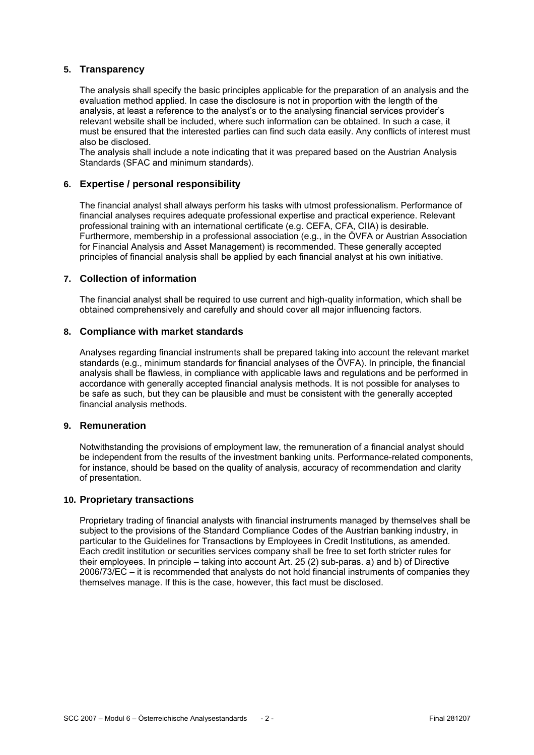## 5. Transparency

The analysis shall specify the basic principles applicable for the preparation of an analysis and the evaluation method applied. In case the disclosure is not in proportion with the length of the analysis, at least a reference to the analyst's or to the analysing financial services provider's relevant website shall be included, where such information can be obtained. In such a case, it must be ensured that the interested parties can find such data easily. Any conflicts of interest must also be disclosed.
The analysis shall include a note indicating that it was prepared based on the Austrian Analysis Standards (SFAC and minimum standards).

## 6. Expertise / personal responsibility

The financial analyst shall always perform his tasks with utmost professionalism. Performance of financial analyses requires adequate professional expertise and practical experience. Relevant professional training with an international certificate (e.g. CEFA, CFA, CIIA) is desirable. Furthermore, membership in a professional association (e.g., in the ÖVFA or Austrian Association for Financial Analysis and Asset Management) is recommended. These generally accepted principles of financial analysis shall be applied by each financial analyst at his own initiative.

## 7. Collection of information

The financial analyst shall be required to use current and high-quality information, which shall be obtained comprehensively and carefully and should cover all major influencing factors.

## 8. Compliance with market standards

Analyses regarding financial instruments shall be prepared taking into account the relevant market standards (e.g., minimum standards for financial analyses of the ÖVFA). In principle, the financial analysis shall be flawless, in compliance with applicable laws and regulations and be performed in accordance with generally accepted financial analysis methods. It is not possible for analyses to be safe as such, but they can be plausible and must be consistent with the generally accepted financial analysis methods.

## 9. Remuneration

Notwithstanding the provisions of employment law, the remuneration of a financial analyst should be independent from the results of the investment banking units. Performance-related components, for instance, should be based on the quality of analysis, accuracy of recommendation and clarity of presentation.

## 10. Proprietary transactions

Proprietary trading of financial analysts with financial instruments managed by themselves shall be subject to the provisions of the Standard Compliance Codes of the Austrian banking industry, in particular to the Guidelines for Transactions by Employees in Credit Institutions, as amended. Each credit institution or securities services company shall be free to set forth stricter rules for their employees. In principle – taking into account Art. 25 (2) sub-paras. a) and b) of Directive 2006/73/EC – it is recommended that analysts do not hold financial instruments of companies they themselves manage. If this is the case, however, this fact must be disclosed.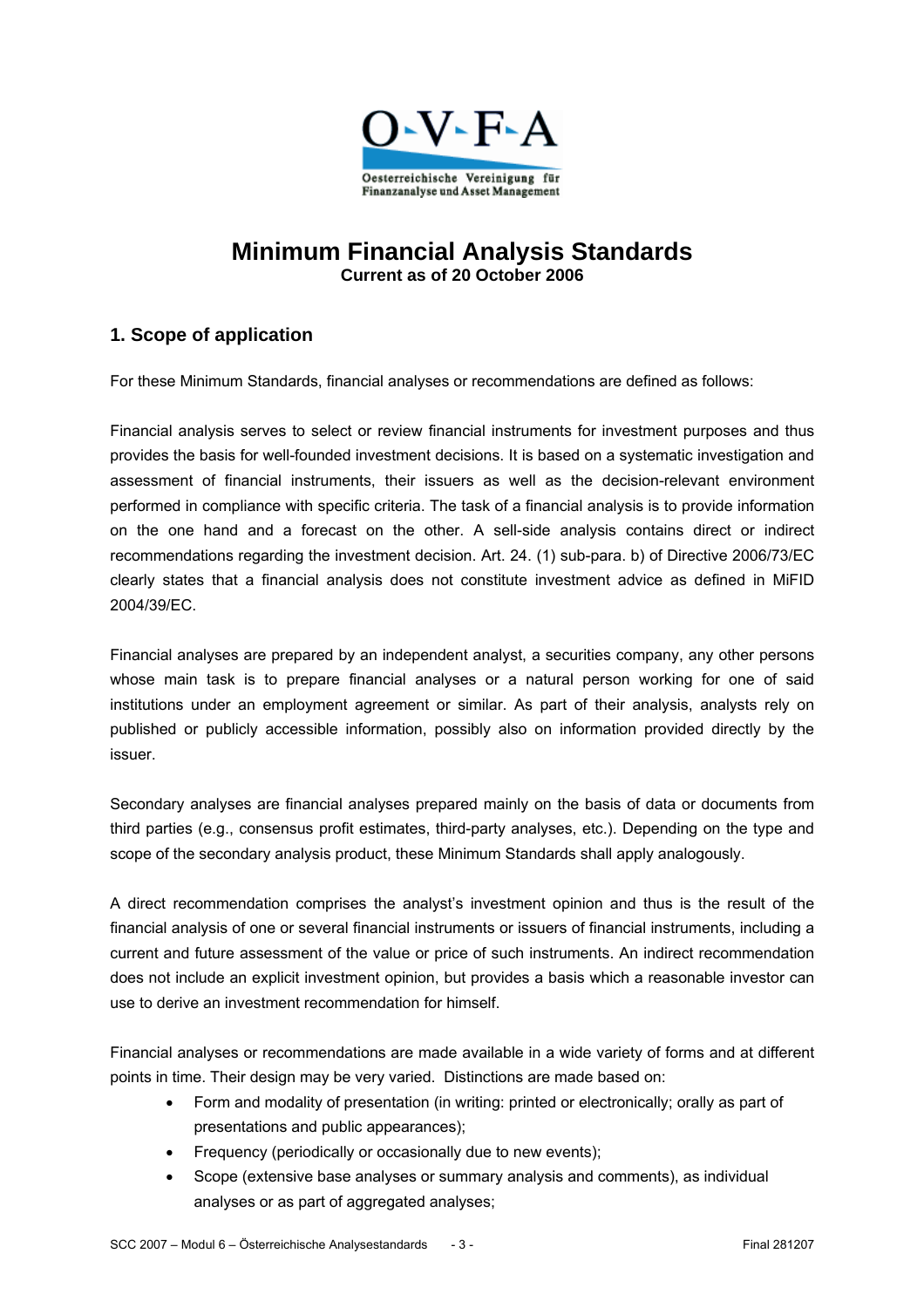# Minimum Financial Analysis Standards

**Current as of 20 October 2006**

## 1. Scope of application

For these Minimum Standards, financial analyses or recommendations are defined as follows:

Financial analysis serves to select or review financial instruments for investment purposes and thus provides the basis for well-founded investment decisions. It is based on a systematic investigation and assessment of financial instruments, their issuers as well as the decision-relevant environment performed in compliance with specific criteria. The task of a financial analysis is to provide information on the one hand and a forecast on the other. A sell-side analysis contains direct or indirect recommendations regarding the investment decision. Art. 24. (1) sub-para. b) of Directive 2006/73/EC clearly states that a financial analysis does not constitute investment advice as defined in MiFID 2004/39/EC.

Financial analyses are prepared by an independent analyst, a securities company, any other persons whose main task is to prepare financial analyses or a natural person working for one of said institutions under an employment agreement or similar. As part of their analysis, analysts rely on published or publicly accessible information, possibly also on information provided directly by the issuer.

Secondary analyses are financial analyses prepared mainly on the basis of data or documents from third parties (e.g., consensus profit estimates, third-party analyses, etc.). Depending on the type and scope of the secondary analysis product, these Minimum Standards shall apply analogously.

A direct recommendation comprises the analyst's investment opinion and thus is the result of the financial analysis of one or several financial instruments or issuers of financial instruments, including a current and future assessment of the value or price of such instruments. An indirect recommendation does not include an explicit investment opinion, but provides a basis which a reasonable investor can use to derive an investment recommendation for himself.

Financial analyses or recommendations are made available in a wide variety of forms and at different points in time. Their design may be very varied. Distinctions are made based on:

- Form and modality of presentation (in writing: printed or electronically; orally as part of presentations and public appearances);
- Frequency (periodically or occasionally due to new events);
- Scope (extensive base analyses or summary analysis and comments), as individual analyses or as part of aggregated analyses;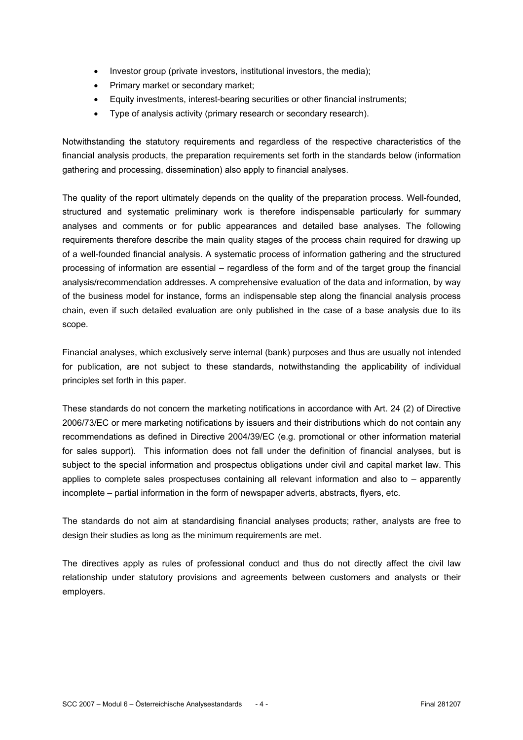- Investor group (private investors, institutional investors, the media);
- Primary market or secondary market;
- Equity investments, interest-bearing securities or other financial instruments;
- Type of analysis activity (primary research or secondary research).

Notwithstanding the statutory requirements and regardless of the respective characteristics of the financial analysis products, the preparation requirements set forth in the standards below (information gathering and processing, dissemination) also apply to financial analyses.

The quality of the report ultimately depends on the quality of the preparation process. Well-founded, structured and systematic preliminary work is therefore indispensable particularly for summary analyses and comments or for public appearances and detailed base analyses. The following requirements therefore describe the main quality stages of the process chain required for drawing up of a well-founded financial analysis. A systematic process of information gathering and the structured processing of information are essential – regardless of the form and of the target group the financial analysis/recommendation addresses. A comprehensive evaluation of the data and information, by way of the business model for instance, forms an indispensable step along the financial analysis process chain, even if such detailed evaluation are only published in the case of a base analysis due to its scope.

Financial analyses, which exclusively serve internal (bank) purposes and thus are usually not intended for publication, are not subject to these standards, notwithstanding the applicability of individual principles set forth in this paper.

These standards do not concern the marketing notifications in accordance with Art. 24 (2) of Directive 2006/73/EC or mere marketing notifications by issuers and their distributions which do not contain any recommendations as defined in Directive 2004/39/EC (e.g. promotional or other information material for sales support). This information does not fall under the definition of financial analyses, but is subject to the special information and prospectus obligations under civil and capital market law. This applies to complete sales prospectuses containing all relevant information and also to – apparently incomplete – partial information in the form of newspaper adverts, abstracts, flyers, etc.

The standards do not aim at standardising financial analyses products; rather, analysts are free to design their studies as long as the minimum requirements are met.

The directives apply as rules of professional conduct and thus do not directly affect the civil law relationship under statutory provisions and agreements between customers and analysts or their employers.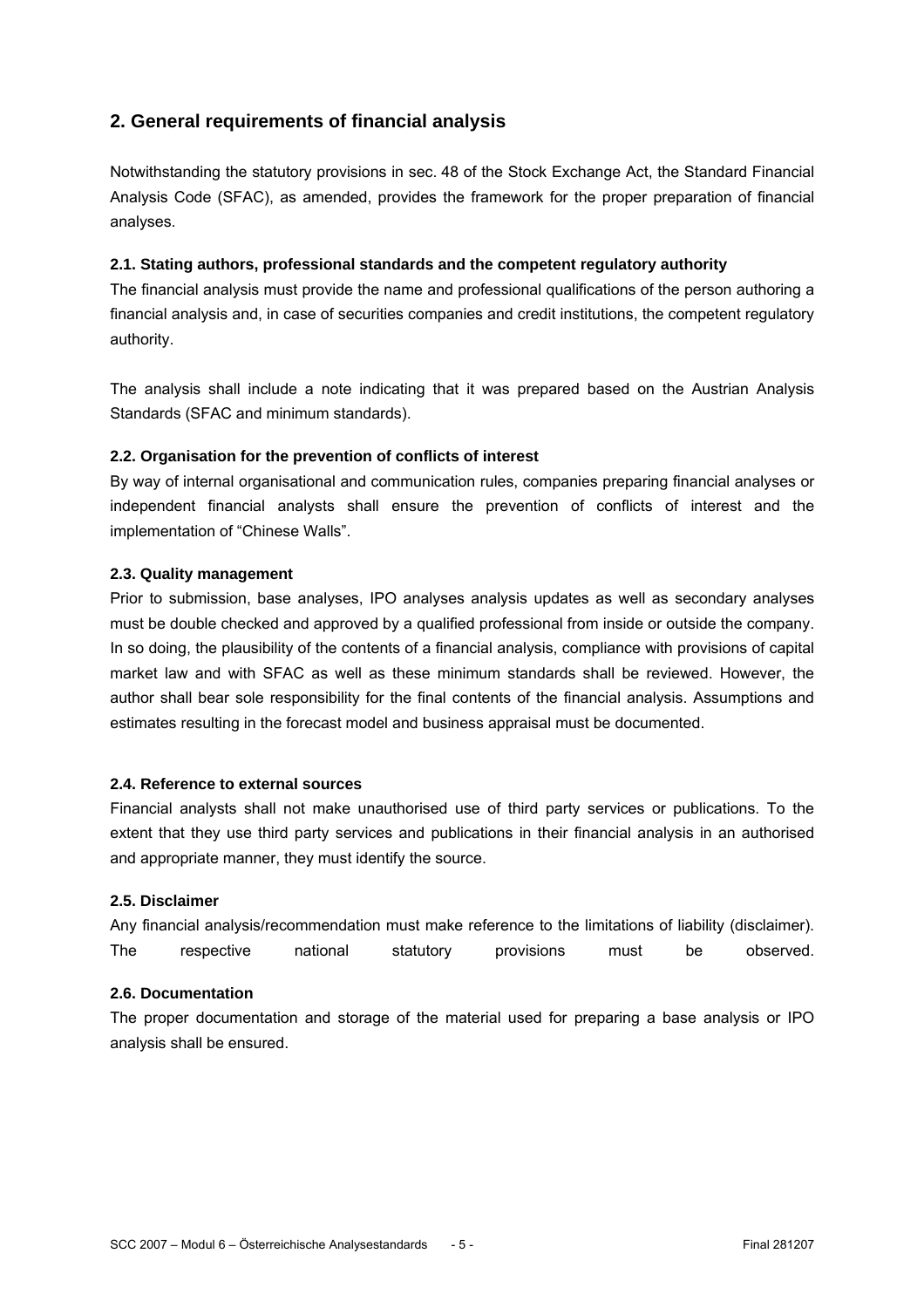## 2. General requirements of financial analysis

Notwithstanding the statutory provisions in sec. 48 of the Stock Exchange Act, the Standard Financial Analysis Code (SFAC), as amended, provides the framework for the proper preparation of financial analyses.

### 2.1. Stating authors, professional standards and the competent regulatory authority

The financial analysis must provide the name and professional qualifications of the person authoring a financial analysis and, in case of securities companies and credit institutions, the competent regulatory authority.

The analysis shall include a note indicating that it was prepared based on the Austrian Analysis Standards (SFAC and minimum standards).

### 2.2. Organisation for the prevention of conflicts of interest

By way of internal organisational and communication rules, companies preparing financial analyses or independent financial analysts shall ensure the prevention of conflicts of interest and the implementation of "Chinese Walls".

### 2.3. Quality management

Prior to submission, base analyses, IPO analyses analysis updates as well as secondary analyses must be double checked and approved by a qualified professional from inside or outside the company. In so doing, the plausibility of the contents of a financial analysis, compliance with provisions of capital market law and with SFAC as well as these minimum standards shall be reviewed. However, the author shall bear sole responsibility for the final contents of the financial analysis. Assumptions and estimates resulting in the forecast model and business appraisal must be documented.

### 2.4. Reference to external sources

Financial analysts shall not make unauthorised use of third party services or publications. To the extent that they use third party services and publications in their financial analysis in an authorised and appropriate manner, they must identify the source.

### 2.5. Disclaimer

Any financial analysis/recommendation must make reference to the limitations of liability (disclaimer). The respective national statutory provisions must be observed.

### 2.6. Documentation

The proper documentation and storage of the material used for preparing a base analysis or IPO analysis shall be ensured.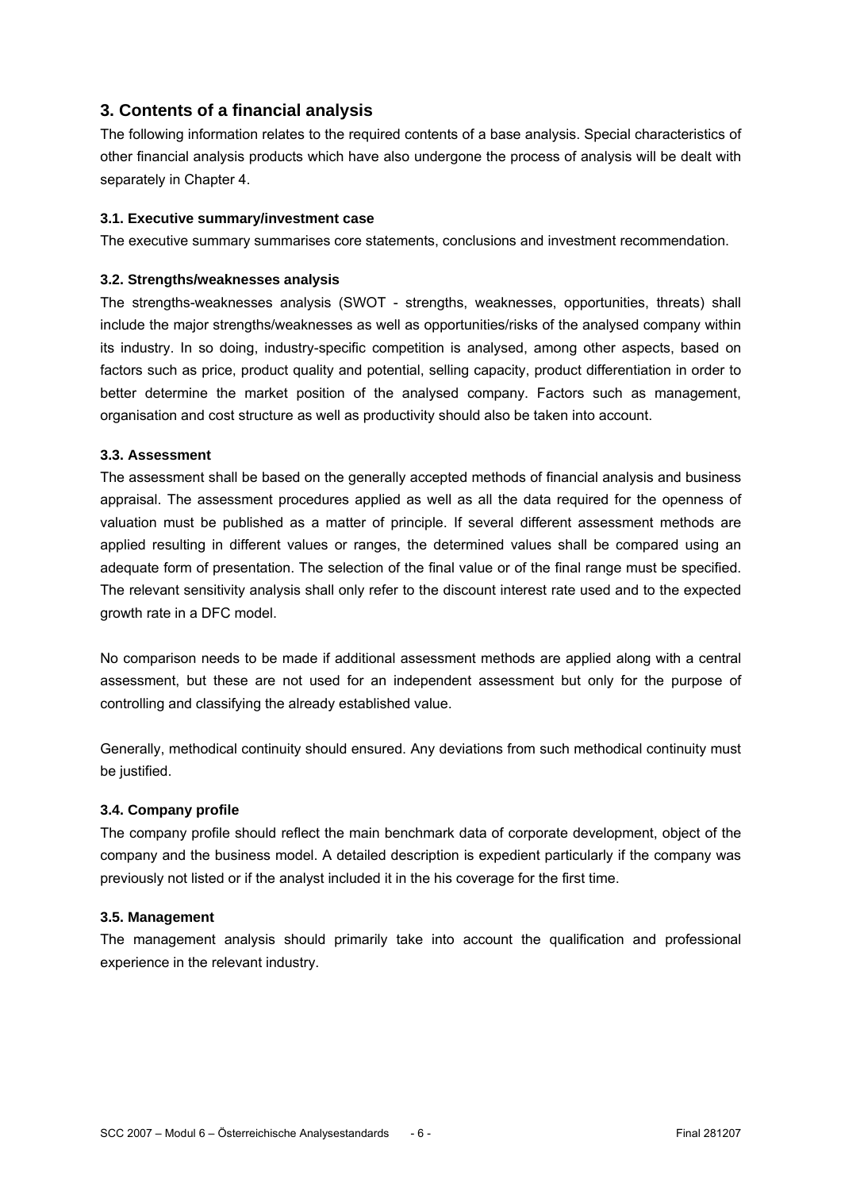## 3. Contents of a financial analysis

The following information relates to the required contents of a base analysis. Special characteristics of other financial analysis products which have also undergone the process of analysis will be dealt with separately in Chapter 4.

### 3.1. Executive summary/investment case

The executive summary summarises core statements, conclusions and investment recommendation.

### 3.2. Strengths/weaknesses analysis

The strengths-weaknesses analysis (SWOT - strengths, weaknesses, opportunities, threats) shall include the major strengths/weaknesses as well as opportunities/risks of the analysed company within its industry. In so doing, industry-specific competition is analysed, among other aspects, based on factors such as price, product quality and potential, selling capacity, product differentiation in order to better determine the market position of the analysed company. Factors such as management, organisation and cost structure as well as productivity should also be taken into account.

### 3.3. Assessment

The assessment shall be based on the generally accepted methods of financial analysis and business appraisal. The assessment procedures applied as well as all the data required for the openness of valuation must be published as a matter of principle. If several different assessment methods are applied resulting in different values or ranges, the determined values shall be compared using an adequate form of presentation. The selection of the final value or of the final range must be specified. The relevant sensitivity analysis shall only refer to the discount interest rate used and to the expected growth rate in a DFC model.

No comparison needs to be made if additional assessment methods are applied along with a central assessment, but these are not used for an independent assessment but only for the purpose of controlling and classifying the already established value.

Generally, methodical continuity should ensured. Any deviations from such methodical continuity must be justified.

### 3.4. Company profile

The company profile should reflect the main benchmark data of corporate development, object of the company and the business model. A detailed description is expedient particularly if the company was previously not listed or if the analyst included it in the his coverage for the first time.

### 3.5. Management

The management analysis should primarily take into account the qualification and professional experience in the relevant industry.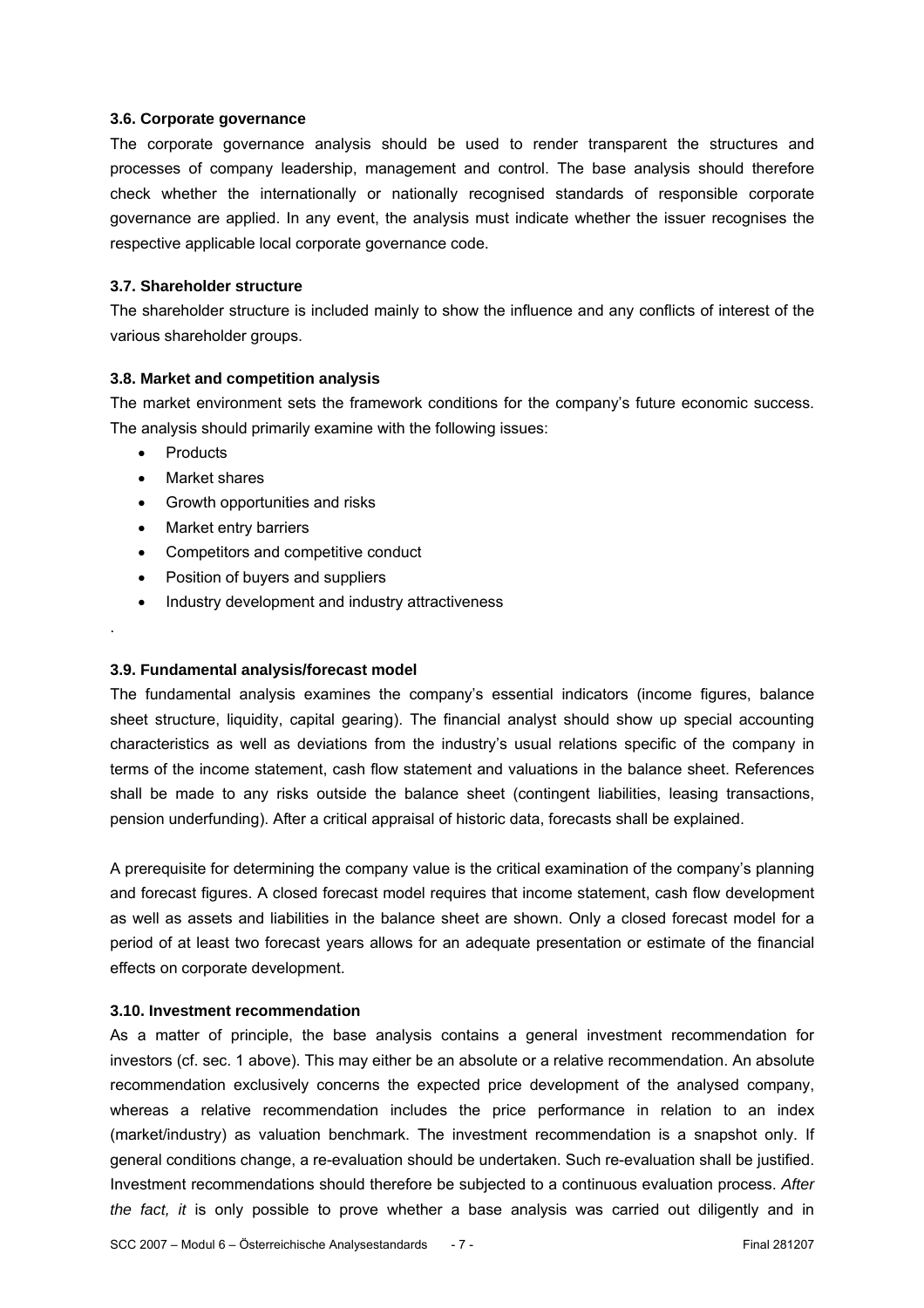### 3.6. Corporate governance

The corporate governance analysis should be used to render transparent the structures and processes of company leadership, management and control. The base analysis should therefore check whether the internationally or nationally recognised standards of responsible corporate governance are applied. In any event, the analysis must indicate whether the issuer recognises the respective applicable local corporate governance code.

### 3.7. Shareholder structure

The shareholder structure is included mainly to show the influence and any conflicts of interest of the various shareholder groups.

### 3.8. Market and competition analysis

The market environment sets the framework conditions for the company's future economic success. The analysis should primarily examine with the following issues:

- Products
- Market shares
- Growth opportunities and risks
- Market entry barriers
- Competitors and competitive conduct
- Position of buyers and suppliers
- Industry development and industry attractiveness

.

### 3.9. Fundamental analysis/forecast model

The fundamental analysis examines the company's essential indicators (income figures, balance sheet structure, liquidity, capital gearing). The financial analyst should show up special accounting characteristics as well as deviations from the industry's usual relations specific of the company in terms of the income statement, cash flow statement and valuations in the balance sheet. References shall be made to any risks outside the balance sheet (contingent liabilities, leasing transactions, pension underfunding). After a critical appraisal of historic data, forecasts shall be explained.

A prerequisite for determining the company value is the critical examination of the company's planning and forecast figures. A closed forecast model requires that income statement, cash flow development as well as assets and liabilities in the balance sheet are shown. Only a closed forecast model for a period of at least two forecast years allows for an adequate presentation or estimate of the financial effects on corporate development.

### 3.10. Investment recommendation

As a matter of principle, the base analysis contains a general investment recommendation for investors (cf. sec. 1 above). This may either be an absolute or a relative recommendation. An absolute recommendation exclusively concerns the expected price development of the analysed company, whereas a relative recommendation includes the price performance in relation to an index (market/industry) as valuation benchmark. The investment recommendation is a snapshot only. If general conditions change, a re-evaluation should be undertaken. Such re-evaluation shall be justified. Investment recommendations should therefore be subjected to a continuous evaluation process. *After the fact, it* is only possible to prove whether a base analysis was carried out diligently and in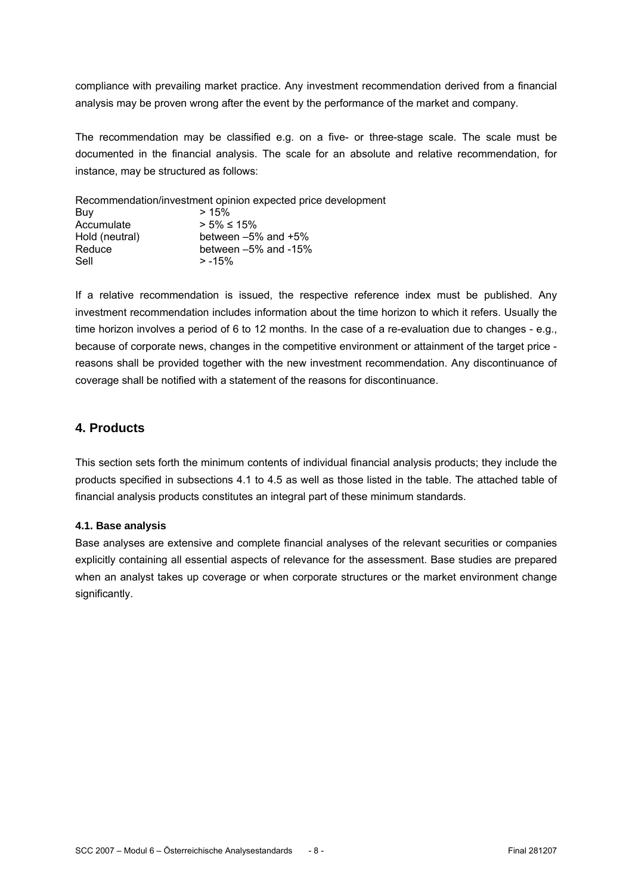compliance with prevailing market practice. Any investment recommendation derived from a financial analysis may be proven wrong after the event by the performance of the market and company.

The recommendation may be classified e.g. on a five- or three-stage scale. The scale must be documented in the financial analysis. The scale for an absolute and relative recommendation, for instance, may be structured as follows:

| Recommendation/investment opinion | expected price development |
|---|---|
| Buy | > 15% |
| Accumulate | > 5% ≤ 15% |
| Hold (neutral) | between –5% and +5% |
| Reduce | between –5% and -15% |
| Sell | > -15% |

If a relative recommendation is issued, the respective reference index must be published. Any investment recommendation includes information about the time horizon to which it refers. Usually the time horizon involves a period of 6 to 12 months. In the case of a re-evaluation due to changes - e.g., because of corporate news, changes in the competitive environment or attainment of the target price - reasons shall be provided together with the new investment recommendation. Any discontinuance of coverage shall be notified with a statement of the reasons for discontinuance.

## 4. Products

This section sets forth the minimum contents of individual financial analysis products; they include the products specified in subsections 4.1 to 4.5 as well as those listed in the table. The attached table of financial analysis products constitutes an integral part of these minimum standards.

### 4.1. Base analysis

Base analyses are extensive and complete financial analyses of the relevant securities or companies explicitly containing all essential aspects of relevance for the assessment. Base studies are prepared when an analyst takes up coverage or when corporate structures or the market environment change significantly.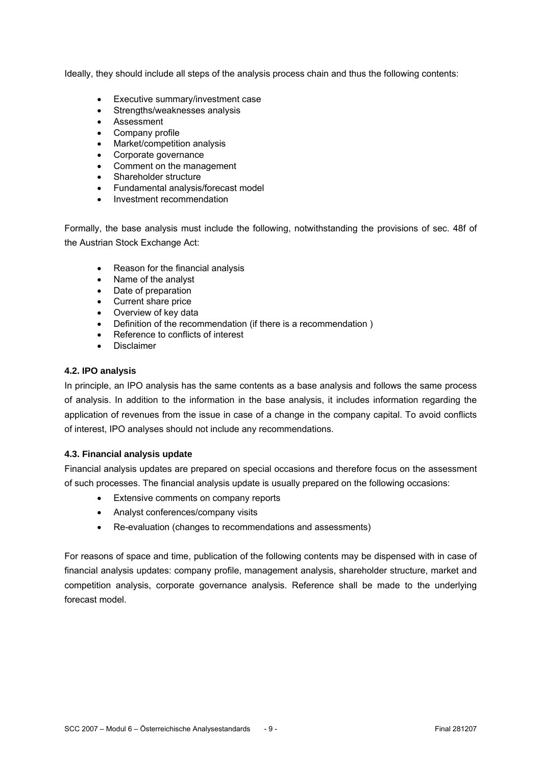Ideally, they should include all steps of the analysis process chain and thus the following contents:

- Executive summary/investment case
- Strengths/weaknesses analysis
- Assessment
- Company profile
- Market/competition analysis
- Corporate governance
- Comment on the management
- Shareholder structure
- Fundamental analysis/forecast model
- Investment recommendation

Formally, the base analysis must include the following, notwithstanding the provisions of sec. 48f of the Austrian Stock Exchange Act:

- Reason for the financial analysis
- Name of the analyst
- Date of preparation
- Current share price
- Overview of key data
- Definition of the recommendation (if there is a recommendation )
- Reference to conflicts of interest
- Disclaimer

### 4.2. IPO analysis

In principle, an IPO analysis has the same contents as a base analysis and follows the same process of analysis. In addition to the information in the base analysis, it includes information regarding the application of revenues from the issue in case of a change in the company capital. To avoid conflicts of interest, IPO analyses should not include any recommendations.

### 4.3. Financial analysis update

Financial analysis updates are prepared on special occasions and therefore focus on the assessment of such processes. The financial analysis update is usually prepared on the following occasions:

- Extensive comments on company reports
- Analyst conferences/company visits
- Re-evaluation (changes to recommendations and assessments)

For reasons of space and time, publication of the following contents may be dispensed with in case of financial analysis updates: company profile, management analysis, shareholder structure, market and competition analysis, corporate governance analysis. Reference shall be made to the underlying forecast model.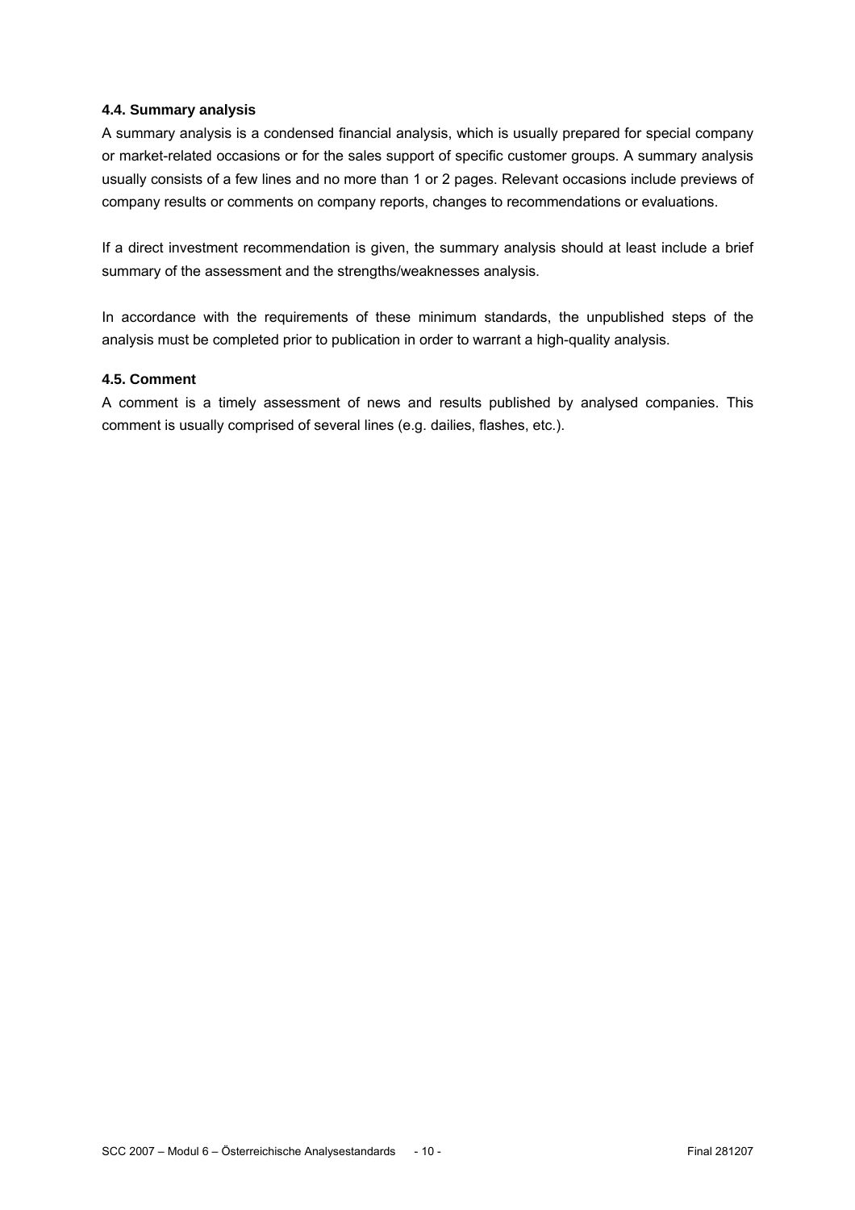### 4.4. Summary analysis

A summary analysis is a condensed financial analysis, which is usually prepared for special company or market-related occasions or for the sales support of specific customer groups. A summary analysis usually consists of a few lines and no more than 1 or 2 pages. Relevant occasions include previews of company results or comments on company reports, changes to recommendations or evaluations.

If a direct investment recommendation is given, the summary analysis should at least include a brief summary of the assessment and the strengths/weaknesses analysis.

In accordance with the requirements of these minimum standards, the unpublished steps of the analysis must be completed prior to publication in order to warrant a high-quality analysis.

### 4.5. Comment

A comment is a timely assessment of news and results published by analysed companies. This comment is usually comprised of several lines (e.g. dailies, flashes, etc.).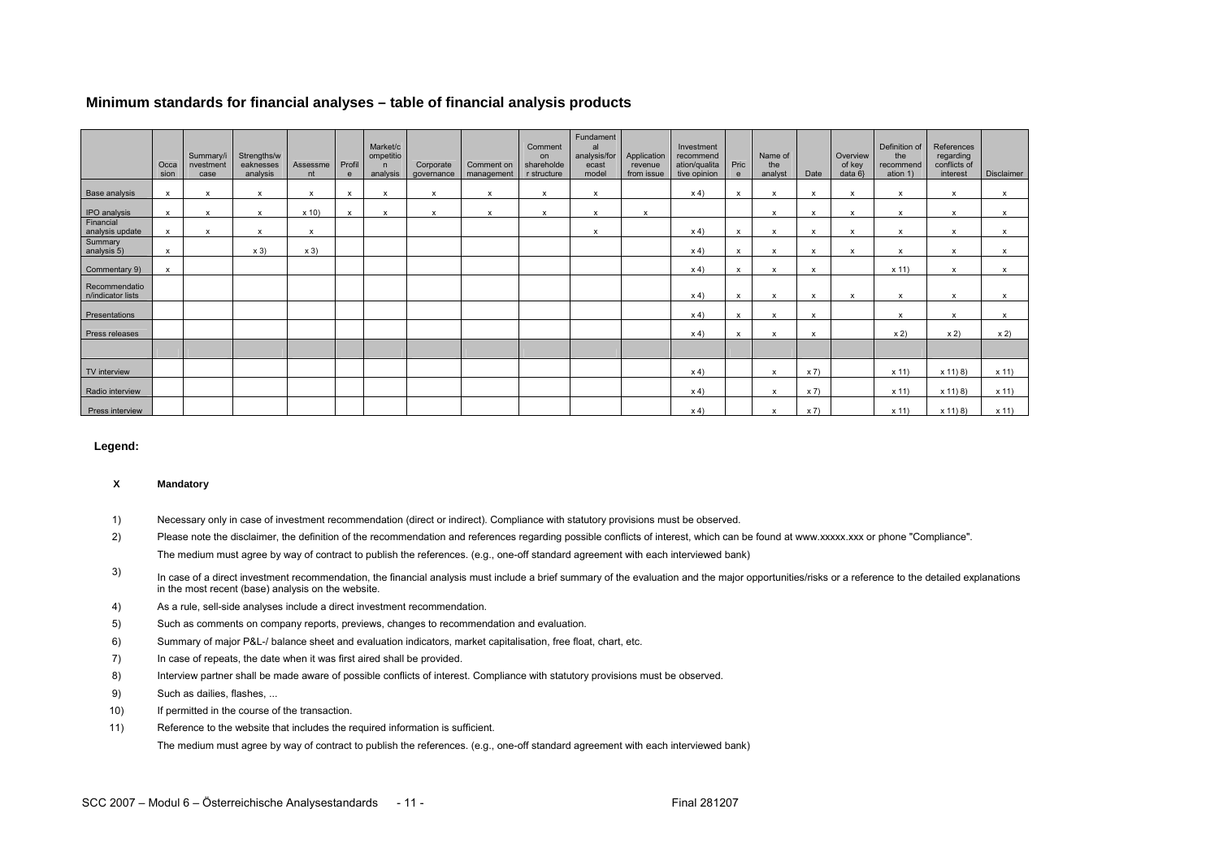## Minimum standards for financial analyses – table of financial analysis products

| | Occasion | Summary/investment case | Strengths/weaknesses analysis | Assessment | Profile | Market/competition analysis | Corporate governance | Comment on management | Comment on shareholder structure | Fundamental analysis/forecast model | Application revenue from issue | Investment recommendation/qualitative opinion | Price | Name of the analyst | Date | Overview of key data 6) | Definition of the recommendation 1) | References regarding conflicts of interest | Disclaimer |
|---|---|---|---|---|---|---|---|---|---|---|---|---|---|---|---|---|---|---|---|
| Base analysis | x | x | x | x | x | x | x | x | x | x | | x 4) | x | x | x | x | x | x | x |
| IPO analysis | x | x | x | x 10) | x | x | x | x | x | x | x | | | x | x | x | x | x | x |
| Financial analysis update | x | x | x | x | | | | | | x | | x 4) | x | x | x | x | x | x | x |
| Summary analysis 5) | x | | x 3) | x 3) | | | | | | | | x 4) | x | x | x | x | x | x | x |
| Commentary 9) | x | | | | | | | | | | | x 4) | x | x | x | | x 11) | x | x |
| Recommendation/indicator lists | | | | | | | | | | | | x 4) | x | x | x | x | x | x | x |
| Presentations | | | | | | | | | | | | x 4) | x | x | x | | x | x | x |
| Press releases | | | | | | | | | | | | x 4) | x | x | x | | x 2) | x 2) | x 2) |
| | | | | | | | | | | | | | | | | | | | |
| TV interview | | | | | | | | | | | | x 4) | | x | x 7) | | x 11) | x 11) 8) | x 11) |
| Radio interview | | | | | | | | | | | | x 4) | | x | x 7) | | x 11) | x 11) 8) | x 11) |
| Press interview | | | | | | | | | | | | x 4) | | x | x 7) | | x 11) | x 11) 8) | x 11) |

**Legend:**

**X** **Mandatory**

1) Necessary only in case of investment recommendation (direct or indirect). Compliance with statutory provisions must be observed.
2) Please note the disclaimer, the definition of the recommendation and references regarding possible conflicts of interest, which can be found at www.xxxxx.xxx or phone "Compliance".
   The medium must agree by way of contract to publish the references. (e.g., one-off standard agreement with each interviewed bank)
3) In case of a direct investment recommendation, the financial analysis must include a brief summary of the evaluation and the major opportunities/risks or a reference to the detailed explanations in the most recent (base) analysis on the website.
4) As a rule, sell-side analyses include a direct investment recommendation.
5) Such as comments on company reports, previews, changes to recommendation and evaluation.
6) Summary of major P&L-/ balance sheet and evaluation indicators, market capitalisation, free float, chart, etc.
7) In case of repeats, the date when it was first aired shall be provided.
8) Interview partner shall be made aware of possible conflicts of interest. Compliance with statutory provisions must be observed.
9) Such as dailies, flashes, ...
10) If permitted in the course of the transaction.
11) Reference to the website that includes the required information is sufficient.
   The medium must agree by way of contract to publish the references. (e.g., one-off standard agreement with each interviewed bank)